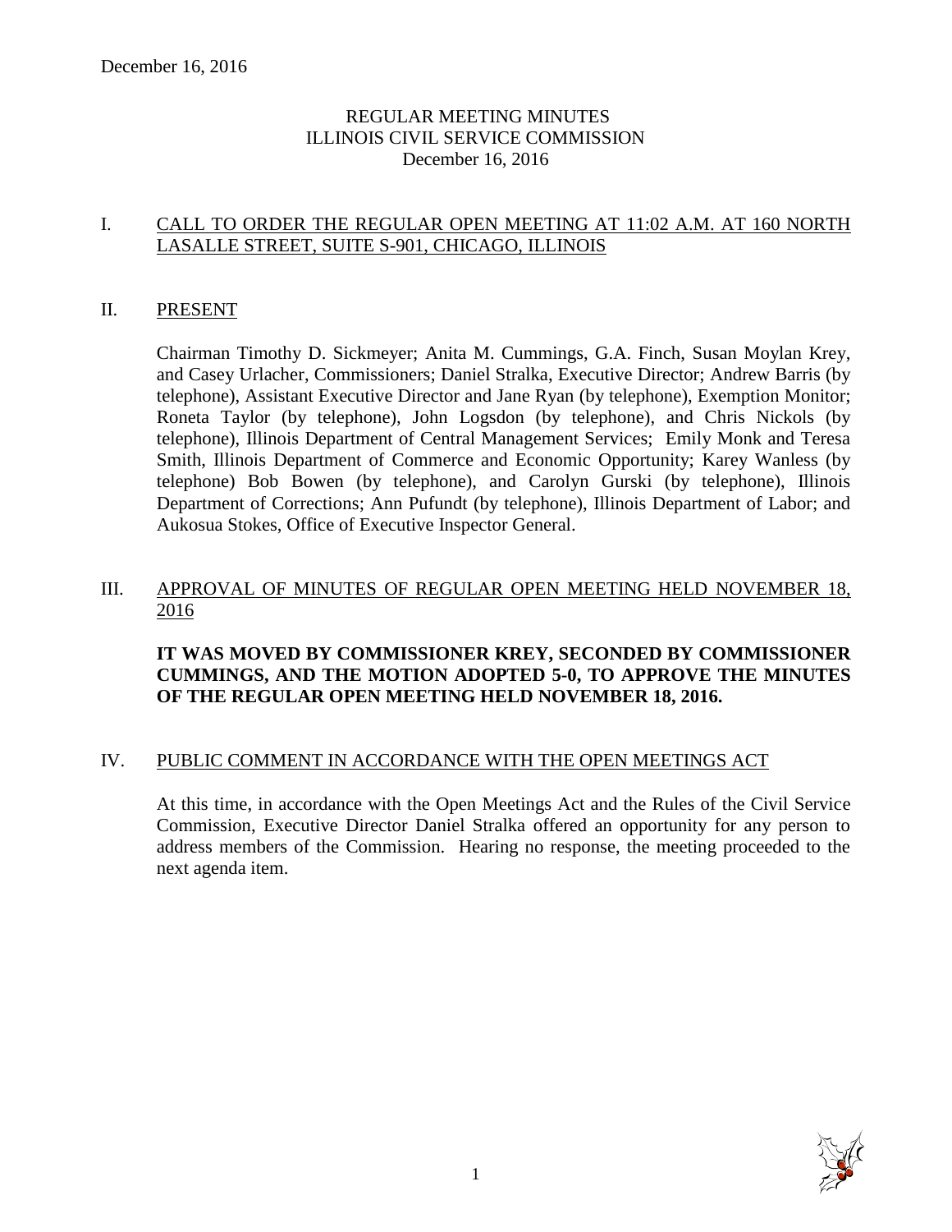# REGULAR MEETING MINUTES
# ILLINOIS CIVIL SERVICE COMMISSION
# December 16, 2016

## I. CALL TO ORDER THE REGULAR OPEN MEETING AT 11:02 A.M. AT 160 NORTH LASALLE STREET, SUITE S-901, CHICAGO, ILLINOIS

## II. PRESENT

Chairman Timothy D. Sickmeyer; Anita M. Cummings, G.A. Finch, Susan Moylan Krey, and Casey Urlacher, Commissioners; Daniel Stralka, Executive Director; Andrew Barris (by telephone), Assistant Executive Director and Jane Ryan (by telephone), Exemption Monitor; Roneta Taylor (by telephone), John Logsdon (by telephone), and Chris Nickols (by telephone), Illinois Department of Central Management Services; Emily Monk and Teresa Smith, Illinois Department of Commerce and Economic Opportunity; Karey Wanless (by telephone) Bob Bowen (by telephone), and Carolyn Gurski (by telephone), Illinois Department of Corrections; Ann Pufundt (by telephone), Illinois Department of Labor; and Aukosua Stokes, Office of Executive Inspector General.

## III. APPROVAL OF MINUTES OF REGULAR OPEN MEETING HELD NOVEMBER 18, 2016

**IT WAS MOVED BY COMMISSIONER KREY, SECONDED BY COMMISSIONER CUMMINGS, AND THE MOTION ADOPTED 5-0, TO APPROVE THE MINUTES OF THE REGULAR OPEN MEETING HELD NOVEMBER 18, 2016.**

## IV. PUBLIC COMMENT IN ACCORDANCE WITH THE OPEN MEETINGS ACT

At this time, in accordance with the Open Meetings Act and the Rules of the Civil Service Commission, Executive Director Daniel Stralka offered an opportunity for any person to address members of the Commission. Hearing no response, the meeting proceeded to the next agenda item.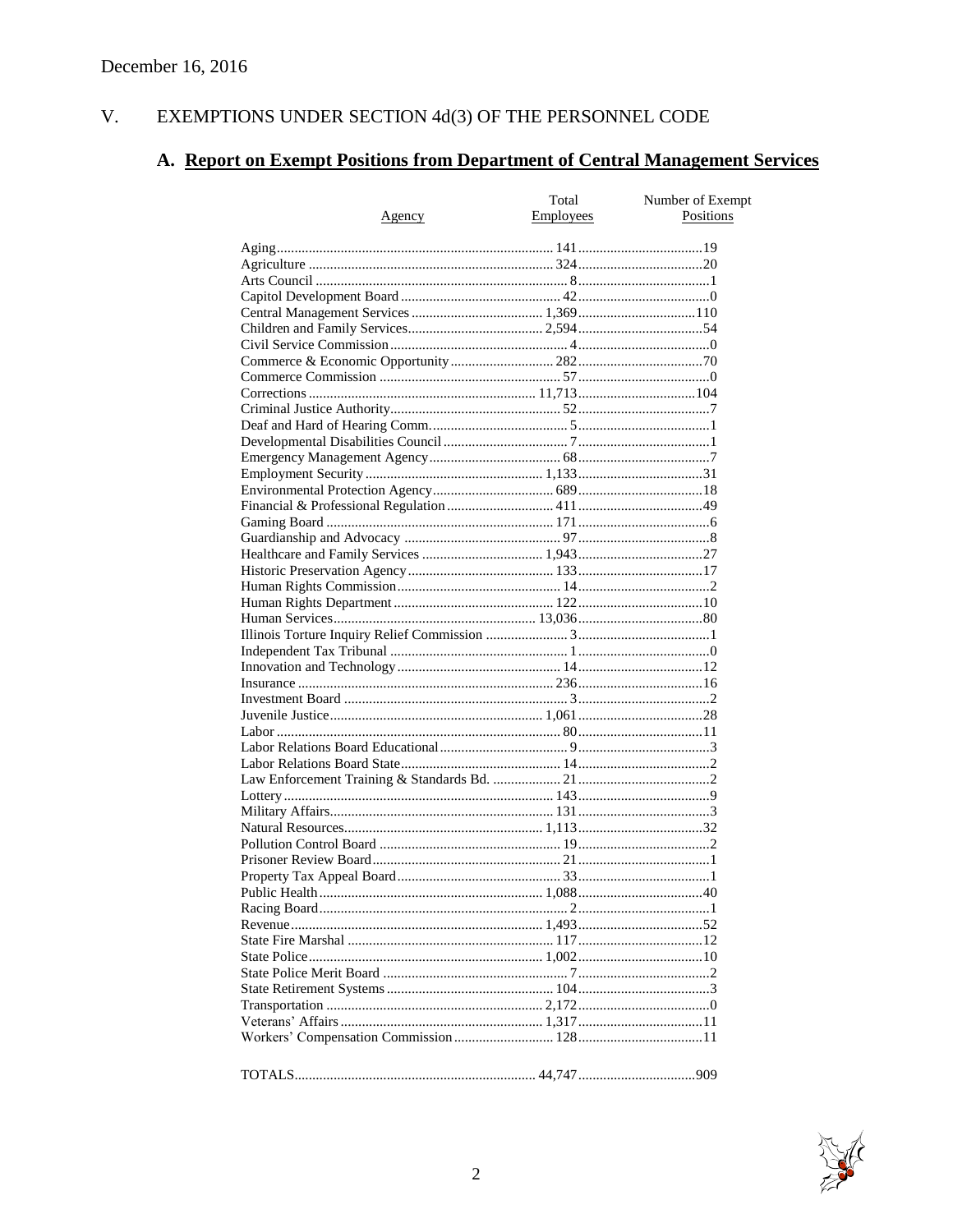December 16, 2016

## V. EXEMPTIONS UNDER SECTION 4d(3) OF THE PERSONNEL CODE

### A. Report on Exempt Positions from Department of Central Management Services

| Agency | Total Employees | Number of Exempt Positions |
|---|---|---|
| Aging | 141 | 19 |
| Agriculture | 324 | 20 |
| Arts Council | 8 | 1 |
| Capitol Development Board | 42 | 0 |
| Central Management Services | 1,369 | 110 |
| Children and Family Services | 2,594 | 54 |
| Civil Service Commission | 4 | 0 |
| Commerce & Economic Opportunity | 282 | 70 |
| Commerce Commission | 57 | 0 |
| Corrections | 11,713 | 104 |
| Criminal Justice Authority | 52 | 7 |
| Deaf and Hard of Hearing Comm. | 5 | 1 |
| Developmental Disabilities Council | 7 | 1 |
| Emergency Management Agency | 68 | 7 |
| Employment Security | 1,133 | 31 |
| Environmental Protection Agency | 689 | 18 |
| Financial & Professional Regulation | 411 | 49 |
| Gaming Board | 171 | 6 |
| Guardianship and Advocacy | 97 | 8 |
| Healthcare and Family Services | 1,943 | 27 |
| Historic Preservation Agency | 133 | 17 |
| Human Rights Commission | 14 | 2 |
| Human Rights Department | 122 | 10 |
| Human Services | 13,036 | 80 |
| Illinois Torture Inquiry Relief Commission | 3 | 1 |
| Independent Tax Tribunal | 1 | 0 |
| Innovation and Technology | 14 | 12 |
| Insurance | 236 | 16 |
| Investment Board | 3 | 2 |
| Juvenile Justice | 1,061 | 28 |
| Labor | 80 | 11 |
| Labor Relations Board Educational | 9 | 3 |
| Labor Relations Board State | 14 | 2 |
| Law Enforcement Training & Standards Bd. | 21 | 2 |
| Lottery | 143 | 9 |
| Military Affairs | 131 | 3 |
| Natural Resources | 1,113 | 32 |
| Pollution Control Board | 19 | 2 |
| Prisoner Review Board | 21 | 1 |
| Property Tax Appeal Board | 33 | 1 |
| Public Health | 1,088 | 40 |
| Racing Board | 2 | 1 |
| Revenue | 1,493 | 52 |
| State Fire Marshal | 117 | 12 |
| State Police | 1,002 | 10 |
| State Police Merit Board | 7 | 2 |
| State Retirement Systems | 104 | 3 |
| Transportation | 2,172 | 0 |
| Veterans' Affairs | 1,317 | 11 |
| Workers' Compensation Commission | 128 | 11 |
| TOTALS | 44,747 | 909 |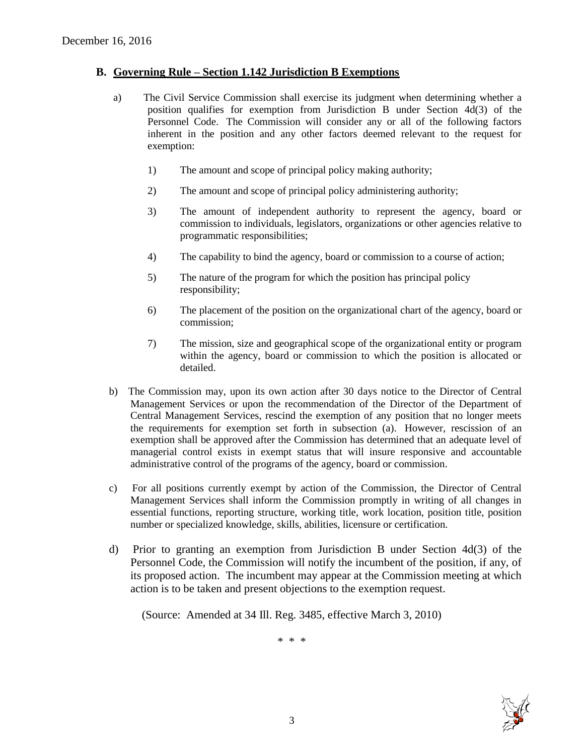## B. Governing Rule – Section 1.142 Jurisdiction B Exemptions

a) The Civil Service Commission shall exercise its judgment when determining whether a position qualifies for exemption from Jurisdiction B under Section 4d(3) of the Personnel Code. The Commission will consider any or all of the following factors inherent in the position and any other factors deemed relevant to the request for exemption:

1) The amount and scope of principal policy making authority;

2) The amount and scope of principal policy administering authority;

3) The amount of independent authority to represent the agency, board or commission to individuals, legislators, organizations or other agencies relative to programmatic responsibilities;

4) The capability to bind the agency, board or commission to a course of action;

5) The nature of the program for which the position has principal policy responsibility;

6) The placement of the position on the organizational chart of the agency, board or commission;

7) The mission, size and geographical scope of the organizational entity or program within the agency, board or commission to which the position is allocated or detailed.

b) The Commission may, upon its own action after 30 days notice to the Director of Central Management Services or upon the recommendation of the Director of the Department of Central Management Services, rescind the exemption of any position that no longer meets the requirements for exemption set forth in subsection (a). However, rescission of an exemption shall be approved after the Commission has determined that an adequate level of managerial control exists in exempt status that will insure responsive and accountable administrative control of the programs of the agency, board or commission.

c) For all positions currently exempt by action of the Commission, the Director of Central Management Services shall inform the Commission promptly in writing of all changes in essential functions, reporting structure, working title, work location, position title, position number or specialized knowledge, skills, abilities, licensure or certification.

d) Prior to granting an exemption from Jurisdiction B under Section 4d(3) of the Personnel Code, the Commission will notify the incumbent of the position, if any, of its proposed action. The incumbent may appear at the Commission meeting at which action is to be taken and present objections to the exemption request.

(Source: Amended at 34 Ill. Reg. 3485, effective March 3, 2010)

\* \* \*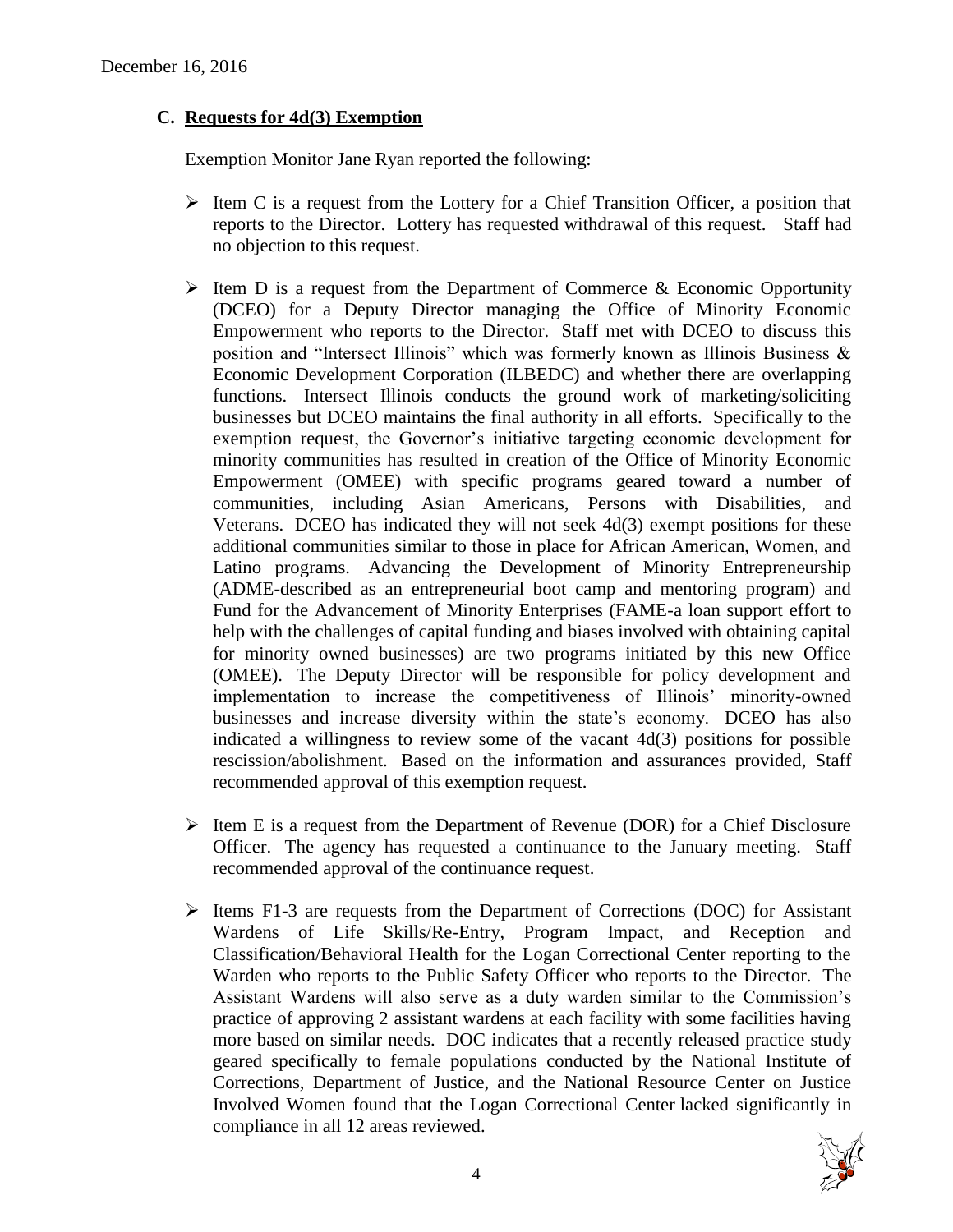December 16, 2016

### C. Requests for 4d(3) Exemption

Exemption Monitor Jane Ryan reported the following:

- Item C is a request from the Lottery for a Chief Transition Officer, a position that reports to the Director. Lottery has requested withdrawal of this request. Staff had no objection to this request.

- Item D is a request from the Department of Commerce & Economic Opportunity (DCEO) for a Deputy Director managing the Office of Minority Economic Empowerment who reports to the Director. Staff met with DCEO to discuss this position and "Intersect Illinois" which was formerly known as Illinois Business & Economic Development Corporation (ILBEDC) and whether there are overlapping functions. Intersect Illinois conducts the ground work of marketing/soliciting businesses but DCEO maintains the final authority in all efforts. Specifically to the exemption request, the Governor's initiative targeting economic development for minority communities has resulted in creation of the Office of Minority Economic Empowerment (OMEE) with specific programs geared toward a number of communities, including Asian Americans, Persons with Disabilities, and Veterans. DCEO has indicated they will not seek 4d(3) exempt positions for these additional communities similar to those in place for African American, Women, and Latino programs. Advancing the Development of Minority Entrepreneurship (ADME-described as an entrepreneurial boot camp and mentoring program) and Fund for the Advancement of Minority Enterprises (FAME-a loan support effort to help with the challenges of capital funding and biases involved with obtaining capital for minority owned businesses) are two programs initiated by this new Office (OMEE). The Deputy Director will be responsible for policy development and implementation to increase the competitiveness of Illinois' minority-owned businesses and increase diversity within the state's economy. DCEO has also indicated a willingness to review some of the vacant 4d(3) positions for possible rescission/abolishment. Based on the information and assurances provided, Staff recommended approval of this exemption request.

- Item E is a request from the Department of Revenue (DOR) for a Chief Disclosure Officer. The agency has requested a continuance to the January meeting. Staff recommended approval of the continuance request.

- Items F1-3 are requests from the Department of Corrections (DOC) for Assistant Wardens of Life Skills/Re-Entry, Program Impact, and Reception and Classification/Behavioral Health for the Logan Correctional Center reporting to the Warden who reports to the Public Safety Officer who reports to the Director. The Assistant Wardens will also serve as a duty warden similar to the Commission's practice of approving 2 assistant wardens at each facility with some facilities having more based on similar needs. DOC indicates that a recently released practice study geared specifically to female populations conducted by the National Institute of Corrections, Department of Justice, and the National Resource Center on Justice Involved Women found that the Logan Correctional Center lacked significantly in compliance in all 12 areas reviewed.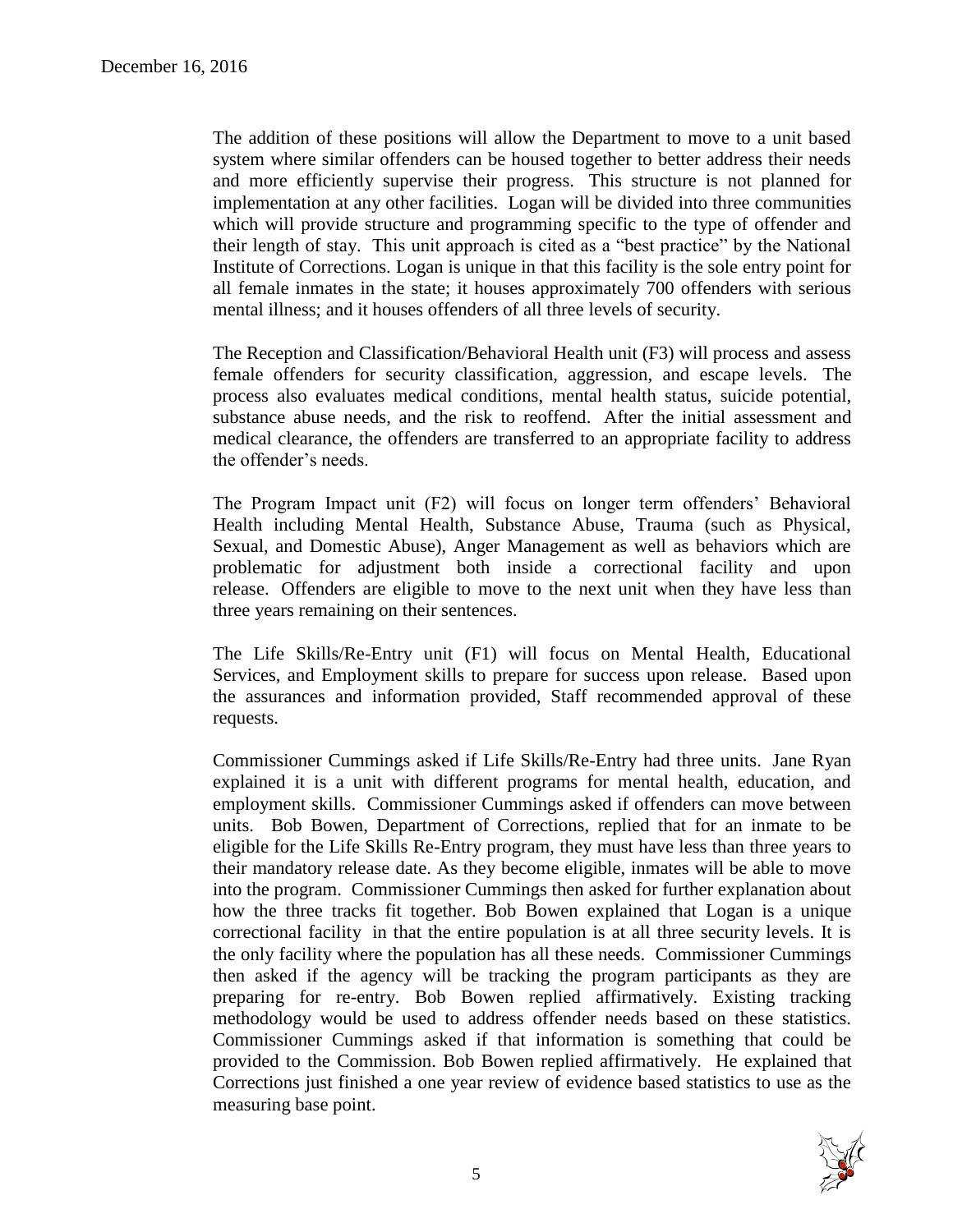The addition of these positions will allow the Department to move to a unit based system where similar offenders can be housed together to better address their needs and more efficiently supervise their progress. This structure is not planned for implementation at any other facilities. Logan will be divided into three communities which will provide structure and programming specific to the type of offender and their length of stay. This unit approach is cited as a "best practice" by the National Institute of Corrections. Logan is unique in that this facility is the sole entry point for all female inmates in the state; it houses approximately 700 offenders with serious mental illness; and it houses offenders of all three levels of security.

The Reception and Classification/Behavioral Health unit (F3) will process and assess female offenders for security classification, aggression, and escape levels. The process also evaluates medical conditions, mental health status, suicide potential, substance abuse needs, and the risk to reoffend. After the initial assessment and medical clearance, the offenders are transferred to an appropriate facility to address the offender's needs.

The Program Impact unit (F2) will focus on longer term offenders' Behavioral Health including Mental Health, Substance Abuse, Trauma (such as Physical, Sexual, and Domestic Abuse), Anger Management as well as behaviors which are problematic for adjustment both inside a correctional facility and upon release. Offenders are eligible to move to the next unit when they have less than three years remaining on their sentences.

The Life Skills/Re-Entry unit (F1) will focus on Mental Health, Educational Services, and Employment skills to prepare for success upon release. Based upon the assurances and information provided, Staff recommended approval of these requests.

Commissioner Cummings asked if Life Skills/Re-Entry had three units. Jane Ryan explained it is a unit with different programs for mental health, education, and employment skills. Commissioner Cummings asked if offenders can move between units. Bob Bowen, Department of Corrections, replied that for an inmate to be eligible for the Life Skills Re-Entry program, they must have less than three years to their mandatory release date. As they become eligible, inmates will be able to move into the program. Commissioner Cummings then asked for further explanation about how the three tracks fit together. Bob Bowen explained that Logan is a unique correctional facility in that the entire population is at all three security levels. It is the only facility where the population has all these needs. Commissioner Cummings then asked if the agency will be tracking the program participants as they are preparing for re-entry. Bob Bowen replied affirmatively. Existing tracking methodology would be used to address offender needs based on these statistics. Commissioner Cummings asked if that information is something that could be provided to the Commission. Bob Bowen replied affirmatively. He explained that Corrections just finished a one year review of evidence based statistics to use as the measuring base point.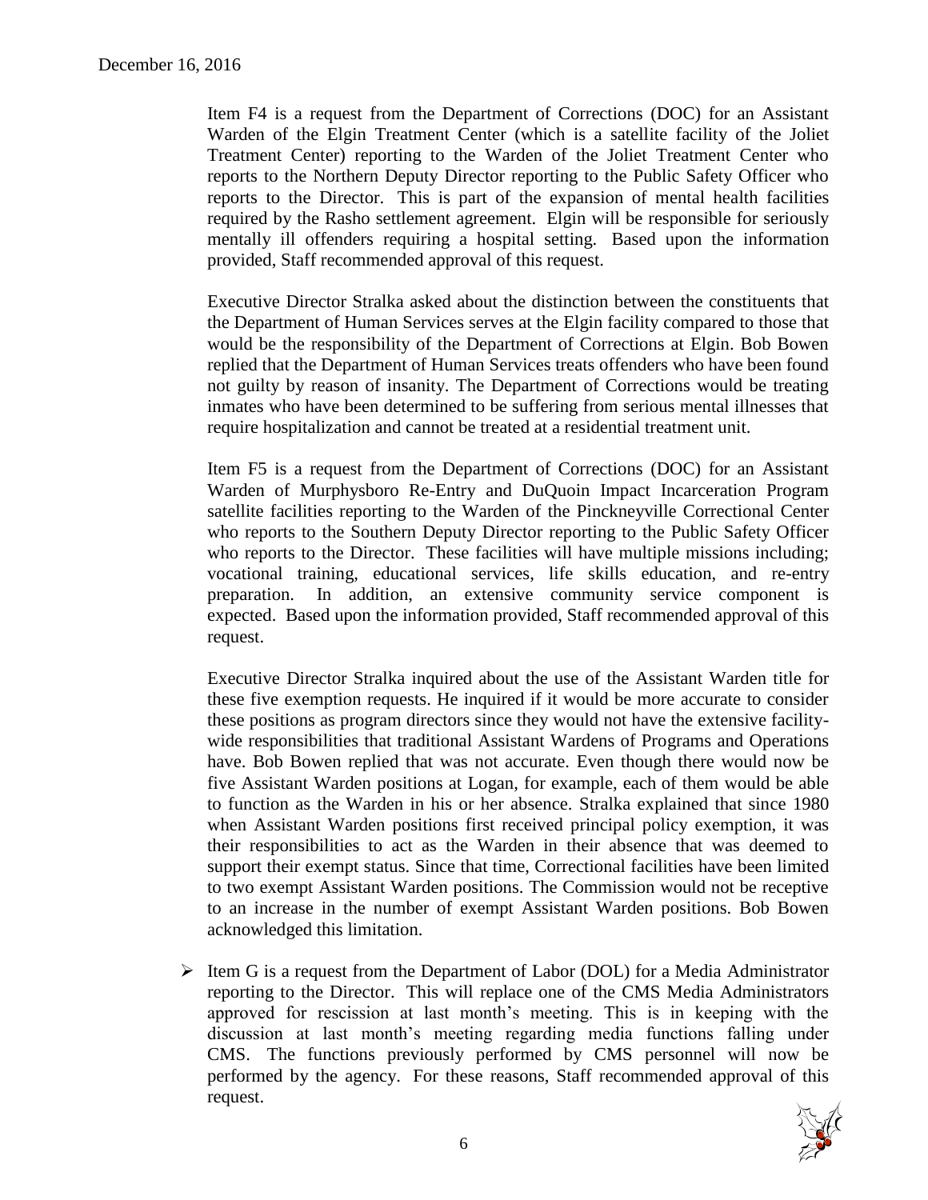Item F4 is a request from the Department of Corrections (DOC) for an Assistant Warden of the Elgin Treatment Center (which is a satellite facility of the Joliet Treatment Center) reporting to the Warden of the Joliet Treatment Center who reports to the Northern Deputy Director reporting to the Public Safety Officer who reports to the Director. This is part of the expansion of mental health facilities required by the Rasho settlement agreement. Elgin will be responsible for seriously mentally ill offenders requiring a hospital setting. Based upon the information provided, Staff recommended approval of this request.

Executive Director Stralka asked about the distinction between the constituents that the Department of Human Services serves at the Elgin facility compared to those that would be the responsibility of the Department of Corrections at Elgin. Bob Bowen replied that the Department of Human Services treats offenders who have been found not guilty by reason of insanity. The Department of Corrections would be treating inmates who have been determined to be suffering from serious mental illnesses that require hospitalization and cannot be treated at a residential treatment unit.

Item F5 is a request from the Department of Corrections (DOC) for an Assistant Warden of Murphysboro Re-Entry and DuQuoin Impact Incarceration Program satellite facilities reporting to the Warden of the Pinckneyville Correctional Center who reports to the Southern Deputy Director reporting to the Public Safety Officer who reports to the Director. These facilities will have multiple missions including; vocational training, educational services, life skills education, and re-entry preparation. In addition, an extensive community service component is expected. Based upon the information provided, Staff recommended approval of this request.

Executive Director Stralka inquired about the use of the Assistant Warden title for these five exemption requests. He inquired if it would be more accurate to consider these positions as program directors since they would not have the extensive facility-wide responsibilities that traditional Assistant Wardens of Programs and Operations have. Bob Bowen replied that was not accurate. Even though there would now be five Assistant Warden positions at Logan, for example, each of them would be able to function as the Warden in his or her absence. Stralka explained that since 1980 when Assistant Warden positions first received principal policy exemption, it was their responsibilities to act as the Warden in their absence that was deemed to support their exempt status. Since that time, Correctional facilities have been limited to two exempt Assistant Warden positions. The Commission would not be receptive to an increase in the number of exempt Assistant Warden positions. Bob Bowen acknowledged this limitation.

- Item G is a request from the Department of Labor (DOL) for a Media Administrator reporting to the Director. This will replace one of the CMS Media Administrators approved for rescission at last month's meeting. This is in keeping with the discussion at last month's meeting regarding media functions falling under CMS. The functions previously performed by CMS personnel will now be performed by the agency. For these reasons, Staff recommended approval of this request.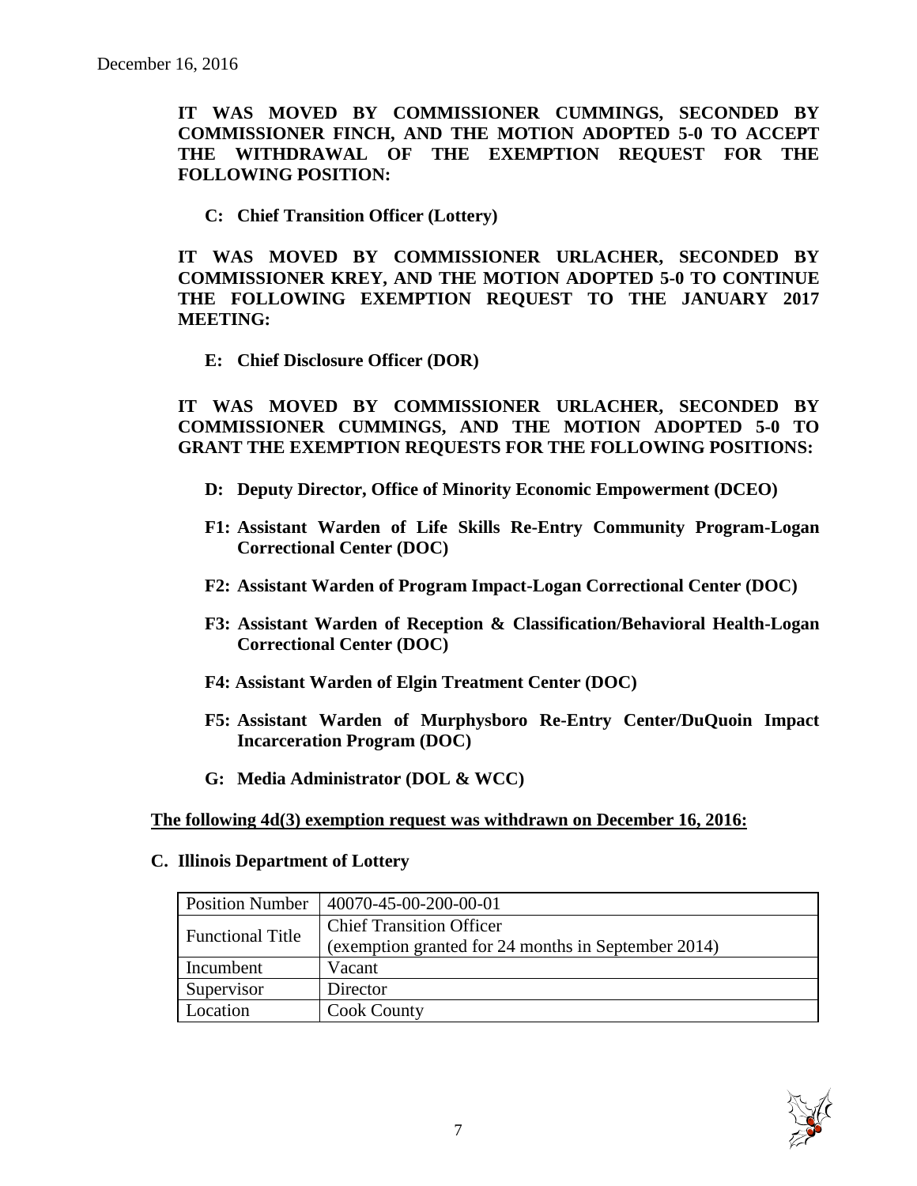**IT WAS MOVED BY COMMISSIONER CUMMINGS, SECONDED BY COMMISSIONER FINCH, AND THE MOTION ADOPTED 5-0 TO ACCEPT THE WITHDRAWAL OF THE EXEMPTION REQUEST FOR THE FOLLOWING POSITION:**

**C: Chief Transition Officer (Lottery)**

**IT WAS MOVED BY COMMISSIONER URLACHER, SECONDED BY COMMISSIONER KREY, AND THE MOTION ADOPTED 5-0 TO CONTINUE THE FOLLOWING EXEMPTION REQUEST TO THE JANUARY 2017 MEETING:**

**E: Chief Disclosure Officer (DOR)**

**IT WAS MOVED BY COMMISSIONER URLACHER, SECONDED BY COMMISSIONER CUMMINGS, AND THE MOTION ADOPTED 5-0 TO GRANT THE EXEMPTION REQUESTS FOR THE FOLLOWING POSITIONS:**

**D: Deputy Director, Office of Minority Economic Empowerment (DCEO)**

**F1: Assistant Warden of Life Skills Re-Entry Community Program-Logan Correctional Center (DOC)**

**F2: Assistant Warden of Program Impact-Logan Correctional Center (DOC)**

**F3: Assistant Warden of Reception & Classification/Behavioral Health-Logan Correctional Center (DOC)**

**F4: Assistant Warden of Elgin Treatment Center (DOC)**

**F5: Assistant Warden of Murphysboro Re-Entry Center/DuQuoin Impact Incarceration Program (DOC)**

**G: Media Administrator (DOL & WCC)**

**The following 4d(3) exemption request was withdrawn on December 16, 2016:**

**C. Illinois Department of Lottery**

| Position Number | 40070-45-00-200-00-01 |
|---|---|
| Functional Title | Chief Transition Officer (exemption granted for 24 months in September 2014) |
| Incumbent | Vacant |
| Supervisor | Director |
| Location | Cook County |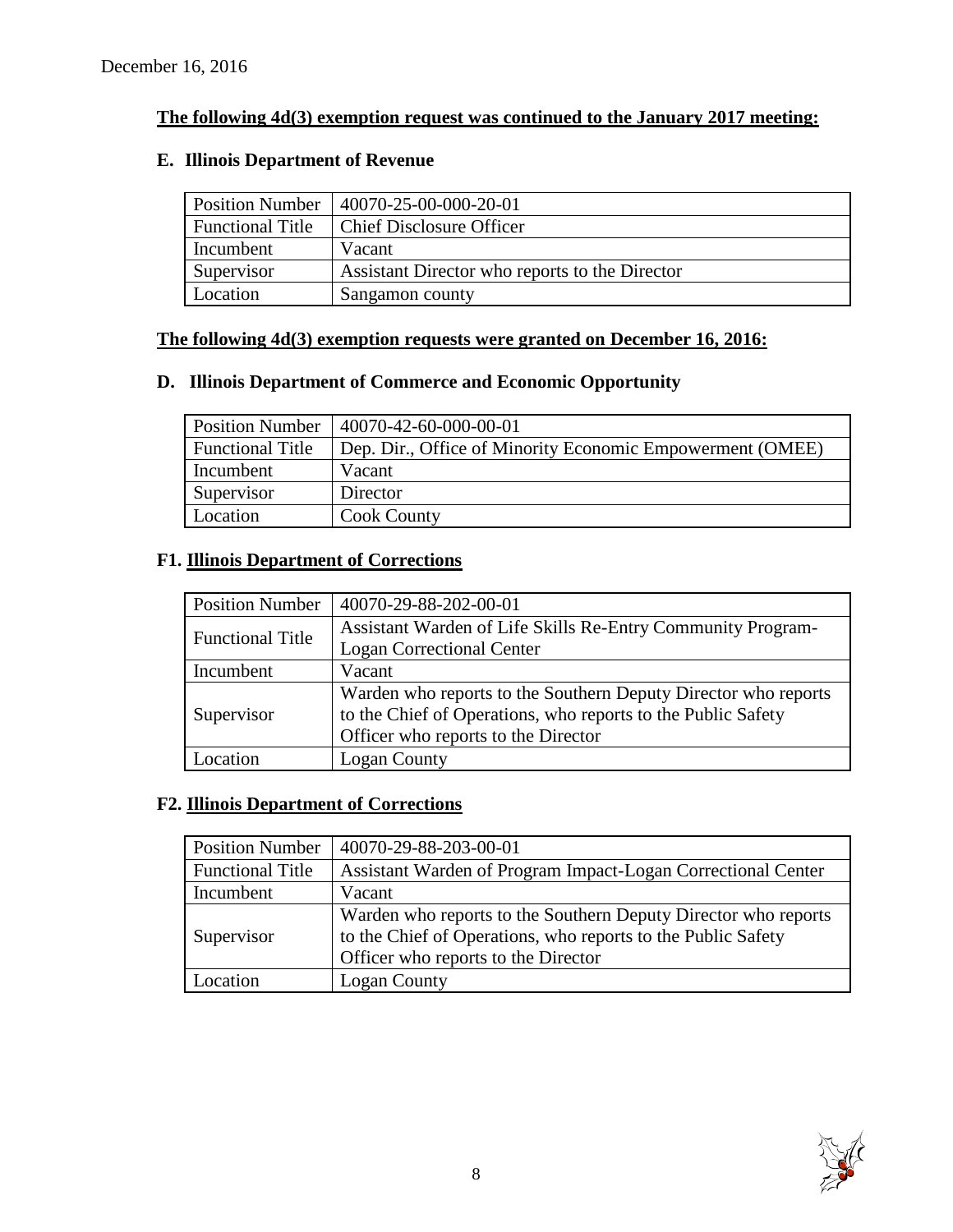December 16, 2016

**The following 4d(3) exemption request was continued to the January 2017 meeting:**

**E. Illinois Department of Revenue**

| Position Number | 40070-25-00-000-20-01 |
|---|---|
| Functional Title | Chief Disclosure Officer |
| Incumbent | Vacant |
| Supervisor | Assistant Director who reports to the Director |
| Location | Sangamon county |

**The following 4d(3) exemption requests were granted on December 16, 2016:**

**D. Illinois Department of Commerce and Economic Opportunity**

| Position Number | 40070-42-60-000-00-01 |
|---|---|
| Functional Title | Dep. Dir., Office of Minority Economic Empowerment (OMEE) |
| Incumbent | Vacant |
| Supervisor | Director |
| Location | Cook County |

**F1. Illinois Department of Corrections**

| Position Number | 40070-29-88-202-00-01 |
|---|---|
| Functional Title | Assistant Warden of Life Skills Re-Entry Community Program-Logan Correctional Center |
| Incumbent | Vacant |
| Supervisor | Warden who reports to the Southern Deputy Director who reports to the Chief of Operations, who reports to the Public Safety Officer who reports to the Director |
| Location | Logan County |

**F2. Illinois Department of Corrections**

| Position Number | 40070-29-88-203-00-01 |
|---|---|
| Functional Title | Assistant Warden of Program Impact-Logan Correctional Center |
| Incumbent | Vacant |
| Supervisor | Warden who reports to the Southern Deputy Director who reports to the Chief of Operations, who reports to the Public Safety Officer who reports to the Director |
| Location | Logan County |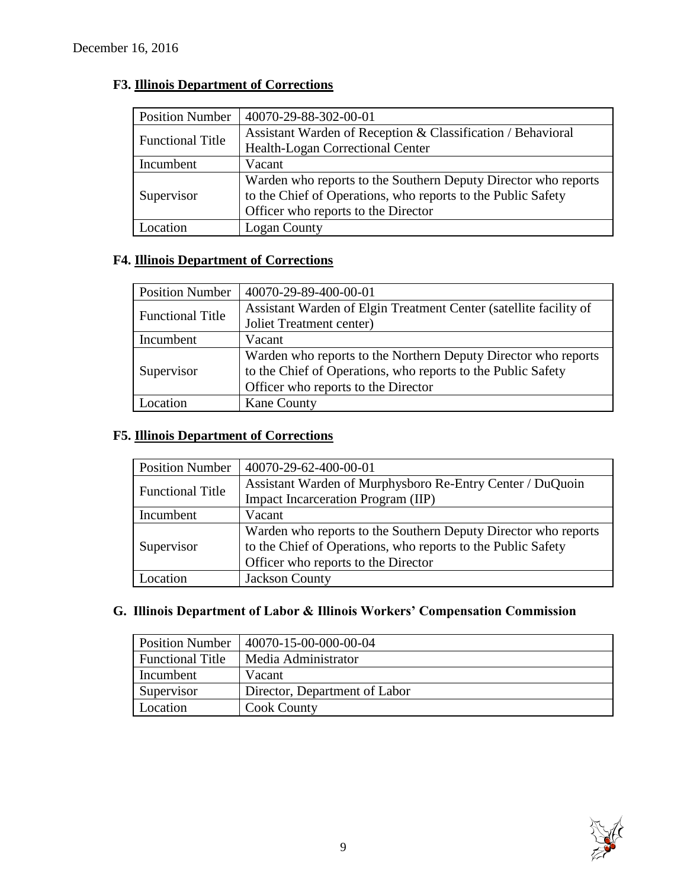December 16, 2016

### F3. Illinois Department of Corrections

| Position Number | 40070-29-88-302-00-01 |
|---|---|
| Functional Title | Assistant Warden of Reception & Classification / Behavioral Health-Logan Correctional Center |
| Incumbent | Vacant |
| Supervisor | Warden who reports to the Southern Deputy Director who reports to the Chief of Operations, who reports to the Public Safety Officer who reports to the Director |
| Location | Logan County |

### F4. Illinois Department of Corrections

| Position Number | 40070-29-89-400-00-01 |
|---|---|
| Functional Title | Assistant Warden of Elgin Treatment Center (satellite facility of Joliet Treatment center) |
| Incumbent | Vacant |
| Supervisor | Warden who reports to the Northern Deputy Director who reports to the Chief of Operations, who reports to the Public Safety Officer who reports to the Director |
| Location | Kane County |

### F5. Illinois Department of Corrections

| Position Number | 40070-29-62-400-00-01 |
|---|---|
| Functional Title | Assistant Warden of Murphysboro Re-Entry Center / DuQuoin Impact Incarceration Program (IIP) |
| Incumbent | Vacant |
| Supervisor | Warden who reports to the Southern Deputy Director who reports to the Chief of Operations, who reports to the Public Safety Officer who reports to the Director |
| Location | Jackson County |

### G. Illinois Department of Labor & Illinois Workers' Compensation Commission

| Position Number | 40070-15-00-000-00-04 |
|---|---|
| Functional Title | Media Administrator |
| Incumbent | Vacant |
| Supervisor | Director, Department of Labor |
| Location | Cook County |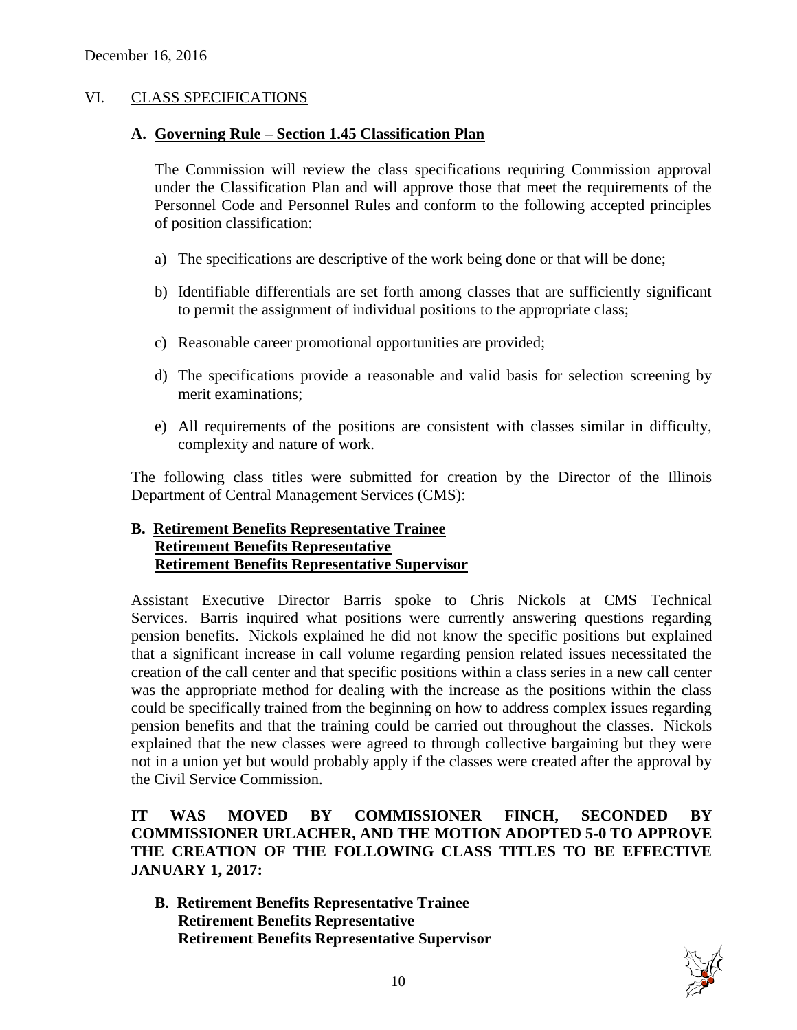December 16, 2016

## VI. CLASS SPECIFICATIONS

### A. Governing Rule – Section 1.45 Classification Plan

The Commission will review the class specifications requiring Commission approval under the Classification Plan and will approve those that meet the requirements of the Personnel Code and Personnel Rules and conform to the following accepted principles of position classification:

a) The specifications are descriptive of the work being done or that will be done;

b) Identifiable differentials are set forth among classes that are sufficiently significant to permit the assignment of individual positions to the appropriate class;

c) Reasonable career promotional opportunities are provided;

d) The specifications provide a reasonable and valid basis for selection screening by merit examinations;

e) All requirements of the positions are consistent with classes similar in difficulty, complexity and nature of work.

The following class titles were submitted for creation by the Director of the Illinois Department of Central Management Services (CMS):

### B. Retirement Benefits Representative Trainee
**Retirement Benefits Representative**
**Retirement Benefits Representative Supervisor**

Assistant Executive Director Barris spoke to Chris Nickols at CMS Technical Services. Barris inquired what positions were currently answering questions regarding pension benefits. Nickols explained he did not know the specific positions but explained that a significant increase in call volume regarding pension related issues necessitated the creation of the call center and that specific positions within a class series in a new call center was the appropriate method for dealing with the increase as the positions within the class could be specifically trained from the beginning on how to address complex issues regarding pension benefits and that the training could be carried out throughout the classes. Nickols explained that the new classes were agreed to through collective bargaining but they were not in a union yet but would probably apply if the classes were created after the approval by the Civil Service Commission.

**IT WAS MOVED BY COMMISSIONER FINCH, SECONDED BY COMMISSIONER URLACHER, AND THE MOTION ADOPTED 5-0 TO APPROVE THE CREATION OF THE FOLLOWING CLASS TITLES TO BE EFFECTIVE JANUARY 1, 2017:**

**B. Retirement Benefits Representative Trainee**
**Retirement Benefits Representative**
**Retirement Benefits Representative Supervisor**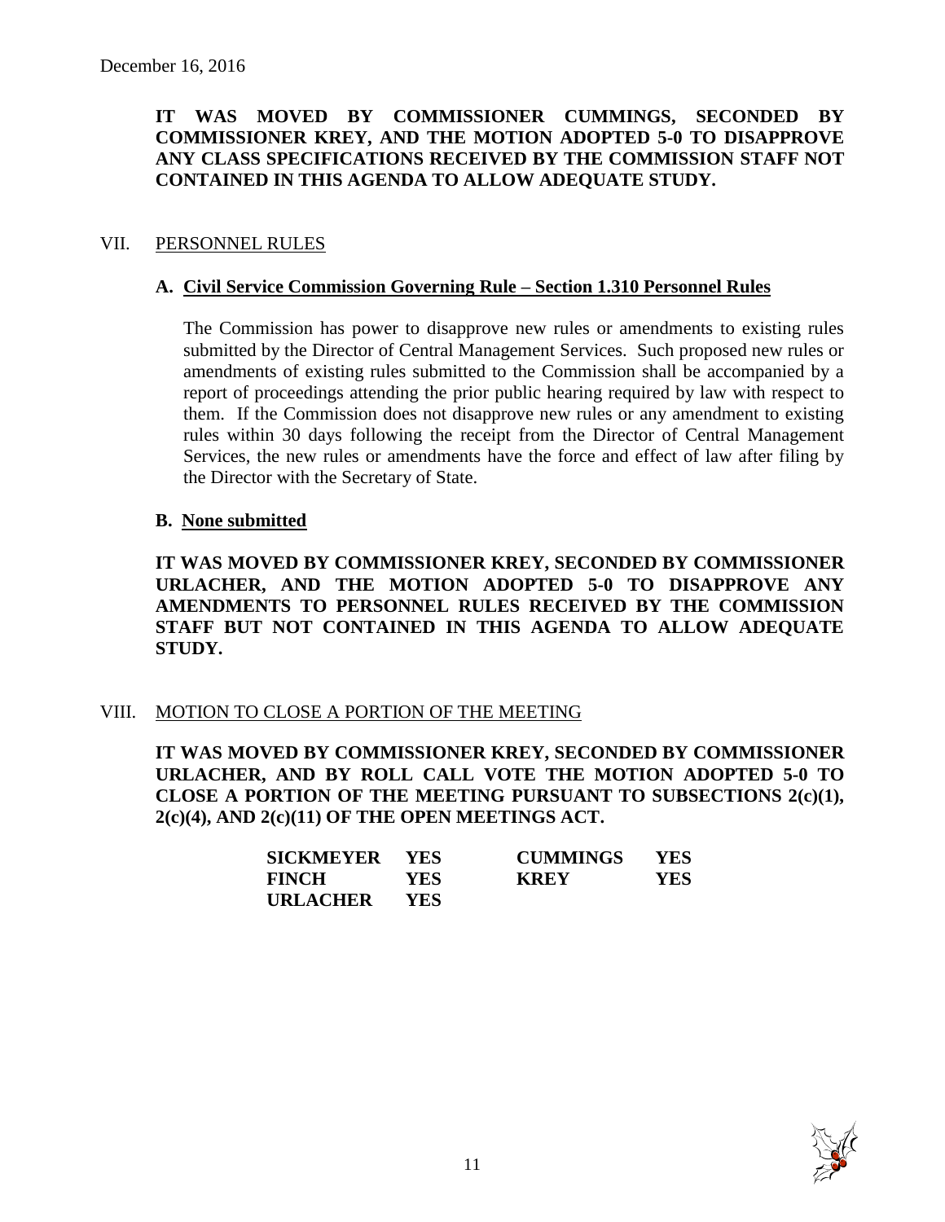December 16, 2016

**IT WAS MOVED BY COMMISSIONER CUMMINGS, SECONDED BY COMMISSIONER KREY, AND THE MOTION ADOPTED 5-0 TO DISAPPROVE ANY CLASS SPECIFICATIONS RECEIVED BY THE COMMISSION STAFF NOT CONTAINED IN THIS AGENDA TO ALLOW ADEQUATE STUDY.**

## VII. PERSONNEL RULES

### A. Civil Service Commission Governing Rule – Section 1.310 Personnel Rules

The Commission has power to disapprove new rules or amendments to existing rules submitted by the Director of Central Management Services. Such proposed new rules or amendments of existing rules submitted to the Commission shall be accompanied by a report of proceedings attending the prior public hearing required by law with respect to them. If the Commission does not disapprove new rules or any amendment to existing rules within 30 days following the receipt from the Director of Central Management Services, the new rules or amendments have the force and effect of law after filing by the Director with the Secretary of State.

### B. None submitted

**IT WAS MOVED BY COMMISSIONER KREY, SECONDED BY COMMISSIONER URLACHER, AND THE MOTION ADOPTED 5-0 TO DISAPPROVE ANY AMENDMENTS TO PERSONNEL RULES RECEIVED BY THE COMMISSION STAFF BUT NOT CONTAINED IN THIS AGENDA TO ALLOW ADEQUATE STUDY.**

## VIII. MOTION TO CLOSE A PORTION OF THE MEETING

**IT WAS MOVED BY COMMISSIONER KREY, SECONDED BY COMMISSIONER URLACHER, AND BY ROLL CALL VOTE THE MOTION ADOPTED 5-0 TO CLOSE A PORTION OF THE MEETING PURSUANT TO SUBSECTIONS 2(c)(1), 2(c)(4), AND 2(c)(11) OF THE OPEN MEETINGS ACT.**

| | | | |
|---|---|---|---|
| **SICKMEYER** | **YES** | **CUMMINGS** | **YES** |
| **FINCH** | **YES** | **KREY** | **YES** |
| **URLACHER** | **YES** | | |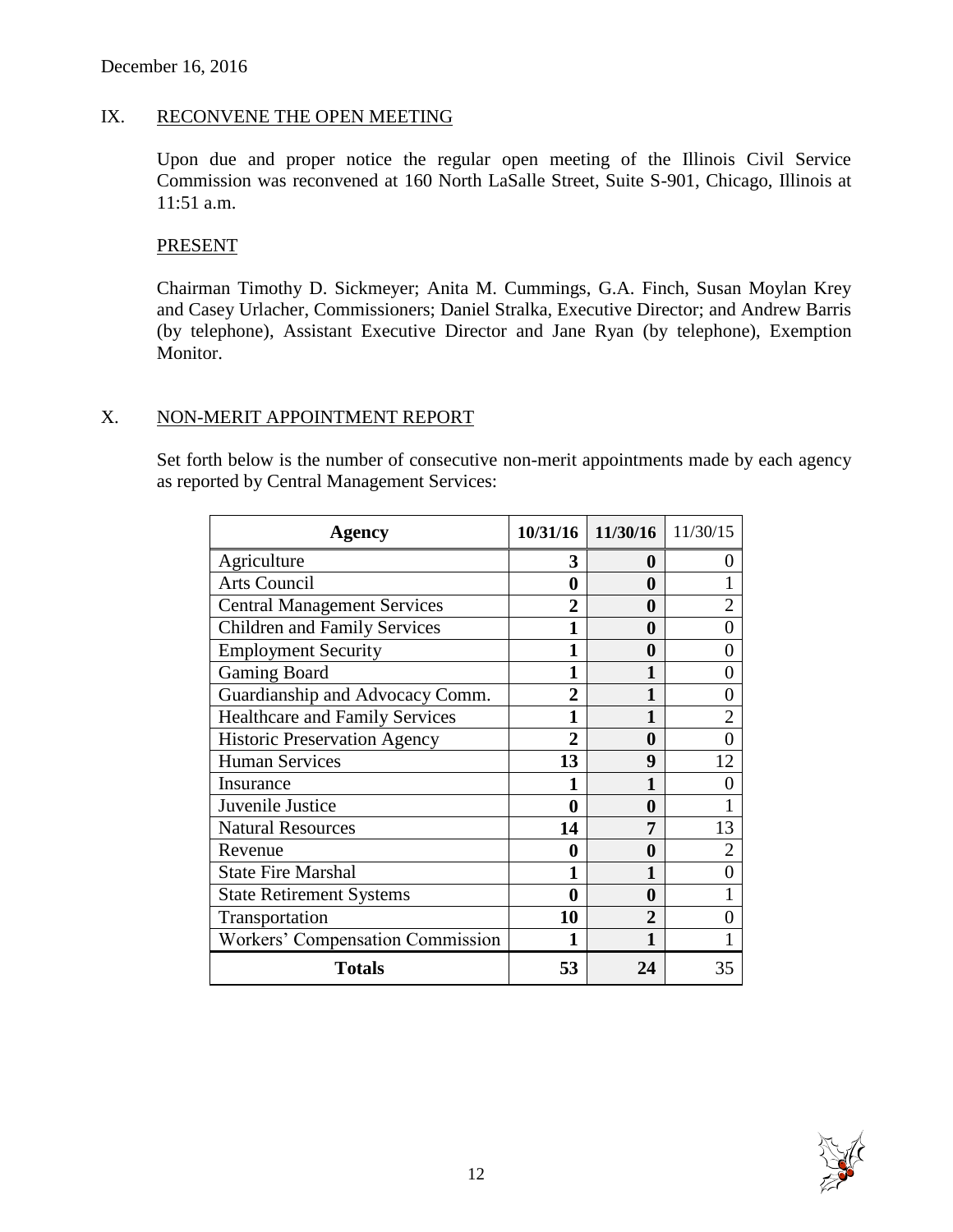December 16, 2016

## IX. RECONVENE THE OPEN MEETING

Upon due and proper notice the regular open meeting of the Illinois Civil Service Commission was reconvened at 160 North LaSalle Street, Suite S-901, Chicago, Illinois at 11:51 a.m.

### PRESENT

Chairman Timothy D. Sickmeyer; Anita M. Cummings, G.A. Finch, Susan Moylan Krey and Casey Urlacher, Commissioners; Daniel Stralka, Executive Director; and Andrew Barris (by telephone), Assistant Executive Director and Jane Ryan (by telephone), Exemption Monitor.

## X. NON-MERIT APPOINTMENT REPORT

Set forth below is the number of consecutive non-merit appointments made by each agency as reported by Central Management Services:

| **Agency** | **10/31/16** | **11/30/16** | 11/30/15 |
|---|---|---|---|
| Agriculture | **3** | **0** | 0 |
| Arts Council | **0** | **0** | 1 |
| Central Management Services | **2** | **0** | 2 |
| Children and Family Services | **1** | **0** | 0 |
| Employment Security | **1** | **0** | 0 |
| Gaming Board | **1** | **1** | 0 |
| Guardianship and Advocacy Comm. | **2** | **1** | 0 |
| Healthcare and Family Services | **1** | **1** | 2 |
| Historic Preservation Agency | **2** | **0** | 0 |
| Human Services | **13** | **9** | 12 |
| Insurance | **1** | **1** | 0 |
| Juvenile Justice | **0** | **0** | 1 |
| Natural Resources | **14** | **7** | 13 |
| Revenue | **0** | **0** | 2 |
| State Fire Marshal | **1** | **1** | 0 |
| State Retirement Systems | **0** | **0** | 1 |
| Transportation | **10** | **2** | 0 |
| Workers' Compensation Commission | **1** | **1** | 1 |
| **Totals** | **53** | **24** | 35 |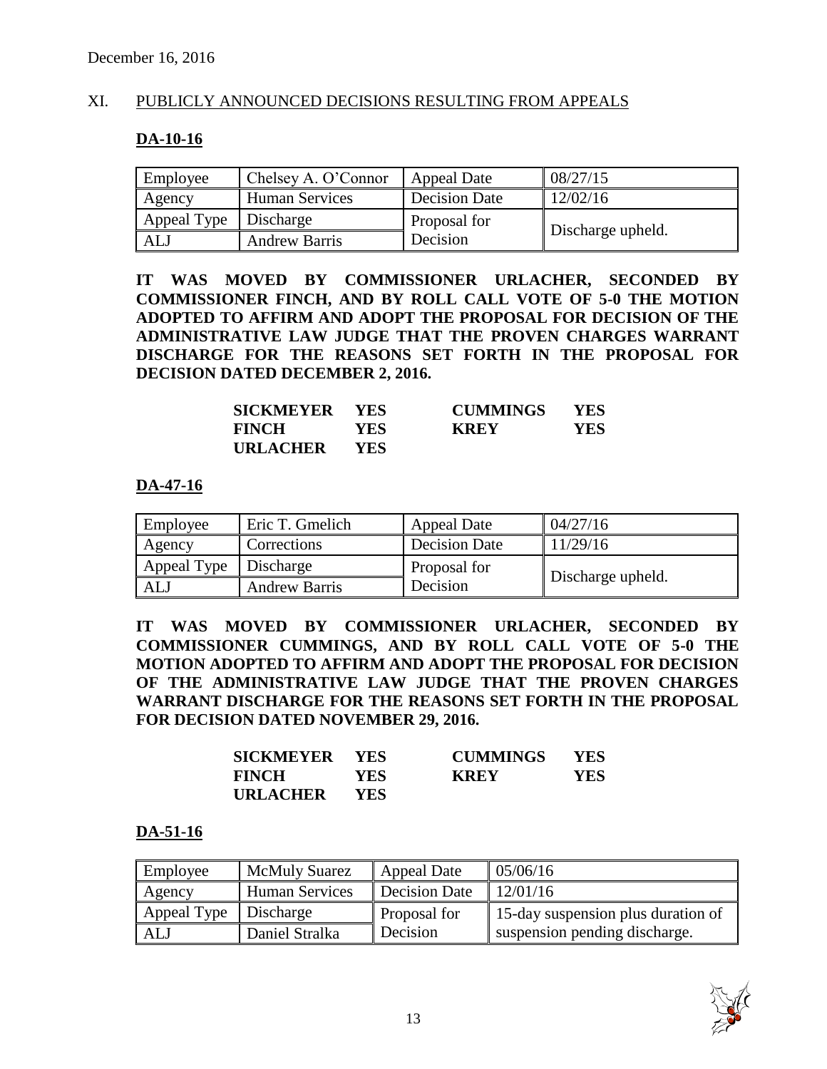December 16, 2016

## XI. PUBLICLY ANNOUNCED DECISIONS RESULTING FROM APPEALS

### DA-10-16

| Employee | Chelsey A. O'Connor | Appeal Date | 08/27/15 |
|---|---|---|---|
| Agency | Human Services | Decision Date | 12/02/16 |
| Appeal Type | Discharge | Proposal for Decision | Discharge upheld. |
| ALJ | Andrew Barris | | |

**IT WAS MOVED BY COMMISSIONER URLACHER, SECONDED BY COMMISSIONER FINCH, AND BY ROLL CALL VOTE OF 5-0 THE MOTION ADOPTED TO AFFIRM AND ADOPT THE PROPOSAL FOR DECISION OF THE ADMINISTRATIVE LAW JUDGE THAT THE PROVEN CHARGES WARRANT DISCHARGE FOR THE REASONS SET FORTH IN THE PROPOSAL FOR DECISION DATED DECEMBER 2, 2016.**

| | | | |
|---|---|---|---|
| **SICKMEYER** | **YES** | **CUMMINGS** | **YES** |
| **FINCH** | **YES** | **KREY** | **YES** |
| **URLACHER** | **YES** | | |

### DA-47-16

| Employee | Eric T. Gmelich | Appeal Date | 04/27/16 |
|---|---|---|---|
| Agency | Corrections | Decision Date | 11/29/16 |
| Appeal Type | Discharge | Proposal for Decision | Discharge upheld. |
| ALJ | Andrew Barris | | |

**IT WAS MOVED BY COMMISSIONER URLACHER, SECONDED BY COMMISSIONER CUMMINGS, AND BY ROLL CALL VOTE OF 5-0 THE MOTION ADOPTED TO AFFIRM AND ADOPT THE PROPOSAL FOR DECISION OF THE ADMINISTRATIVE LAW JUDGE THAT THE PROVEN CHARGES WARRANT DISCHARGE FOR THE REASONS SET FORTH IN THE PROPOSAL FOR DECISION DATED NOVEMBER 29, 2016.**

| | | | |
|---|---|---|---|
| **SICKMEYER** | **YES** | **CUMMINGS** | **YES** |
| **FINCH** | **YES** | **KREY** | **YES** |
| **URLACHER** | **YES** | | |

### DA-51-16

| Employee | McMuly Suarez | Appeal Date | 05/06/16 |
|---|---|---|---|
| Agency | Human Services | Decision Date | 12/01/16 |
| Appeal Type | Discharge | Proposal for Decision | 15-day suspension plus duration of suspension pending discharge. |
| ALJ | Daniel Stralka | | |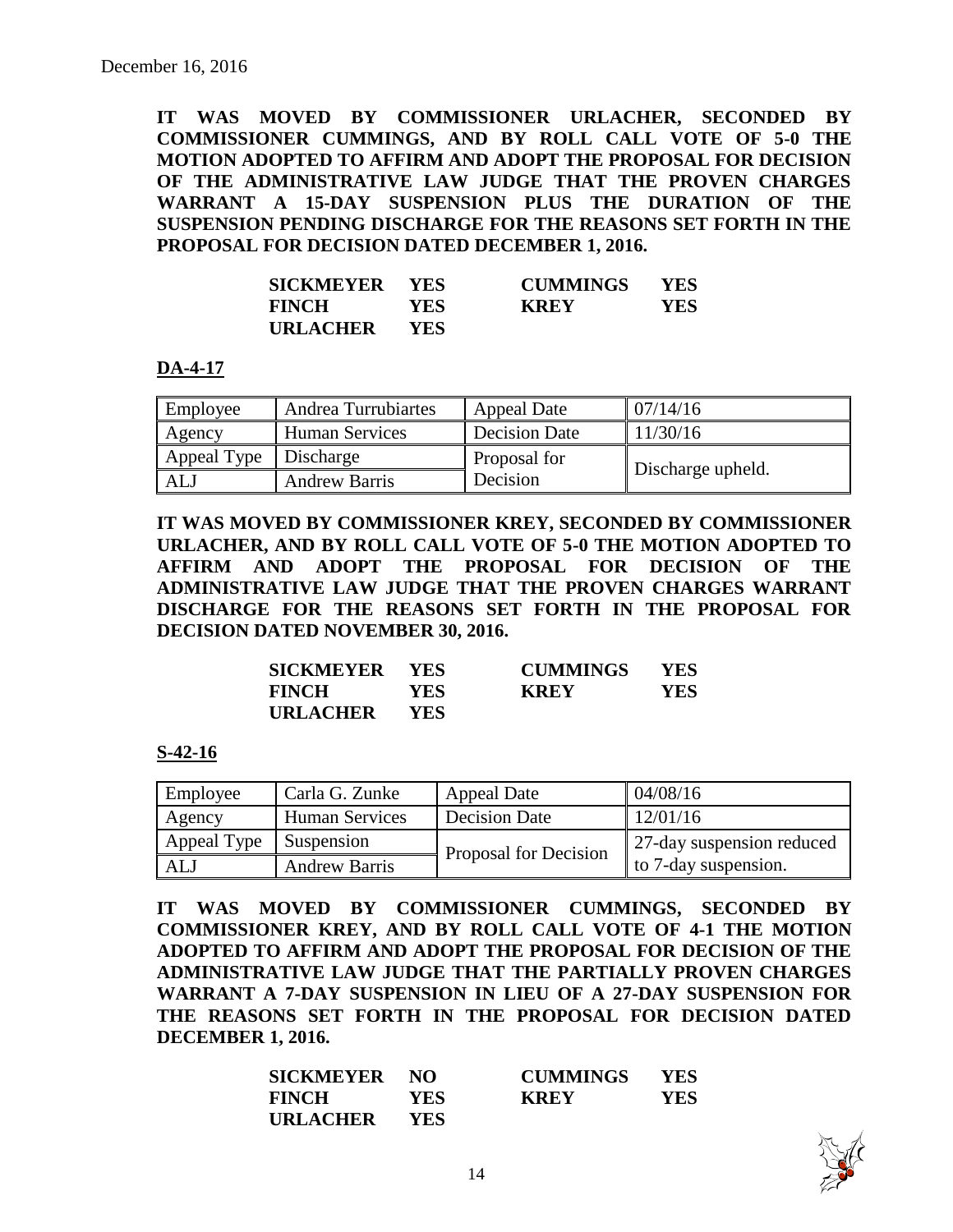December 16, 2016

**IT WAS MOVED BY COMMISSIONER URLACHER, SECONDED BY COMMISSIONER CUMMINGS, AND BY ROLL CALL VOTE OF 5-0 THE MOTION ADOPTED TO AFFIRM AND ADOPT THE PROPOSAL FOR DECISION OF THE ADMINISTRATIVE LAW JUDGE THAT THE PROVEN CHARGES WARRANT A 15-DAY SUSPENSION PLUS THE DURATION OF THE SUSPENSION PENDING DISCHARGE FOR THE REASONS SET FORTH IN THE PROPOSAL FOR DECISION DATED DECEMBER 1, 2016.**

| | | | |
|---|---|---|---|
| **SICKMEYER** | **YES** | **CUMMINGS** | **YES** |
| **FINCH** | **YES** | **KREY** | **YES** |
| **URLACHER** | **YES** | | |

**DA-4-17**

| | | | |
|---|---|---|---|
| Employee | Andrea Turrubiartes | Appeal Date | 07/14/16 |
| Agency | Human Services | Decision Date | 11/30/16 |
| Appeal Type | Discharge | Proposal for Decision | Discharge upheld. |
| ALJ | Andrew Barris | | |

**IT WAS MOVED BY COMMISSIONER KREY, SECONDED BY COMMISSIONER URLACHER, AND BY ROLL CALL VOTE OF 5-0 THE MOTION ADOPTED TO AFFIRM AND ADOPT THE PROPOSAL FOR DECISION OF THE ADMINISTRATIVE LAW JUDGE THAT THE PROVEN CHARGES WARRANT DISCHARGE FOR THE REASONS SET FORTH IN THE PROPOSAL FOR DECISION DATED NOVEMBER 30, 2016.**

| | | | |
|---|---|---|---|
| **SICKMEYER** | **YES** | **CUMMINGS** | **YES** |
| **FINCH** | **YES** | **KREY** | **YES** |
| **URLACHER** | **YES** | | |

**S-42-16**

| | | | |
|---|---|---|---|
| Employee | Carla G. Zunke | Appeal Date | 04/08/16 |
| Agency | Human Services | Decision Date | 12/01/16 |
| Appeal Type | Suspension | Proposal for Decision | 27-day suspension reduced to 7-day suspension. |
| ALJ | Andrew Barris | | |

**IT WAS MOVED BY COMMISSIONER CUMMINGS, SECONDED BY COMMISSIONER KREY, AND BY ROLL CALL VOTE OF 4-1 THE MOTION ADOPTED TO AFFIRM AND ADOPT THE PROPOSAL FOR DECISION OF THE ADMINISTRATIVE LAW JUDGE THAT THE PARTIALLY PROVEN CHARGES WARRANT A 7-DAY SUSPENSION IN LIEU OF A 27-DAY SUSPENSION FOR THE REASONS SET FORTH IN THE PROPOSAL FOR DECISION DATED DECEMBER 1, 2016.**

| | | | |
|---|---|---|---|
| **SICKMEYER** | **NO** | **CUMMINGS** | **YES** |
| **FINCH** | **YES** | **KREY** | **YES** |
| **URLACHER** | **YES** | | |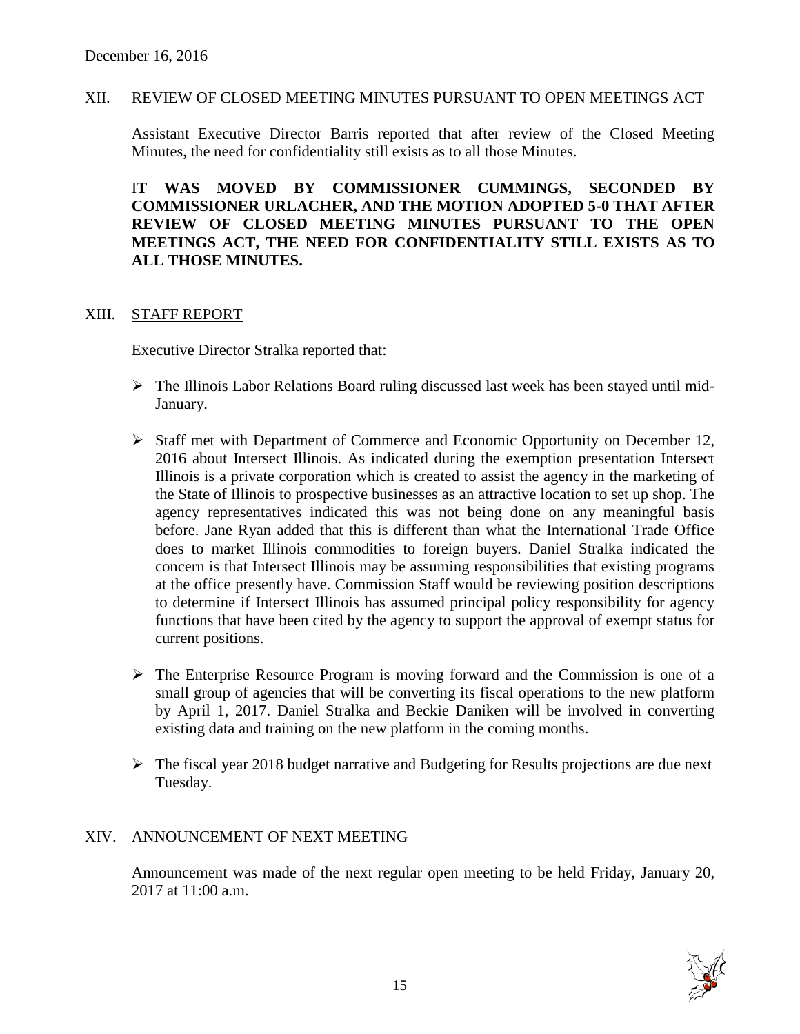December 16, 2016

## XII. REVIEW OF CLOSED MEETING MINUTES PURSUANT TO OPEN MEETINGS ACT

Assistant Executive Director Barris reported that after review of the Closed Meeting Minutes, the need for confidentiality still exists as to all those Minutes.

**IT WAS MOVED BY COMMISSIONER CUMMINGS, SECONDED BY COMMISSIONER URLACHER, AND THE MOTION ADOPTED 5-0 THAT AFTER REVIEW OF CLOSED MEETING MINUTES PURSUANT TO THE OPEN MEETINGS ACT, THE NEED FOR CONFIDENTIALITY STILL EXISTS AS TO ALL THOSE MINUTES.**

## XIII. STAFF REPORT

Executive Director Stralka reported that:

- The Illinois Labor Relations Board ruling discussed last week has been stayed until mid-January.
- Staff met with Department of Commerce and Economic Opportunity on December 12, 2016 about Intersect Illinois. As indicated during the exemption presentation Intersect Illinois is a private corporation which is created to assist the agency in the marketing of the State of Illinois to prospective businesses as an attractive location to set up shop. The agency representatives indicated this was not being done on any meaningful basis before. Jane Ryan added that this is different than what the International Trade Office does to market Illinois commodities to foreign buyers. Daniel Stralka indicated the concern is that Intersect Illinois may be assuming responsibilities that existing programs at the office presently have. Commission Staff would be reviewing position descriptions to determine if Intersect Illinois has assumed principal policy responsibility for agency functions that have been cited by the agency to support the approval of exempt status for current positions.
- The Enterprise Resource Program is moving forward and the Commission is one of a small group of agencies that will be converting its fiscal operations to the new platform by April 1, 2017. Daniel Stralka and Beckie Daniken will be involved in converting existing data and training on the new platform in the coming months.
- The fiscal year 2018 budget narrative and Budgeting for Results projections are due next Tuesday.

## XIV. ANNOUNCEMENT OF NEXT MEETING

Announcement was made of the next regular open meeting to be held Friday, January 20, 2017 at 11:00 a.m.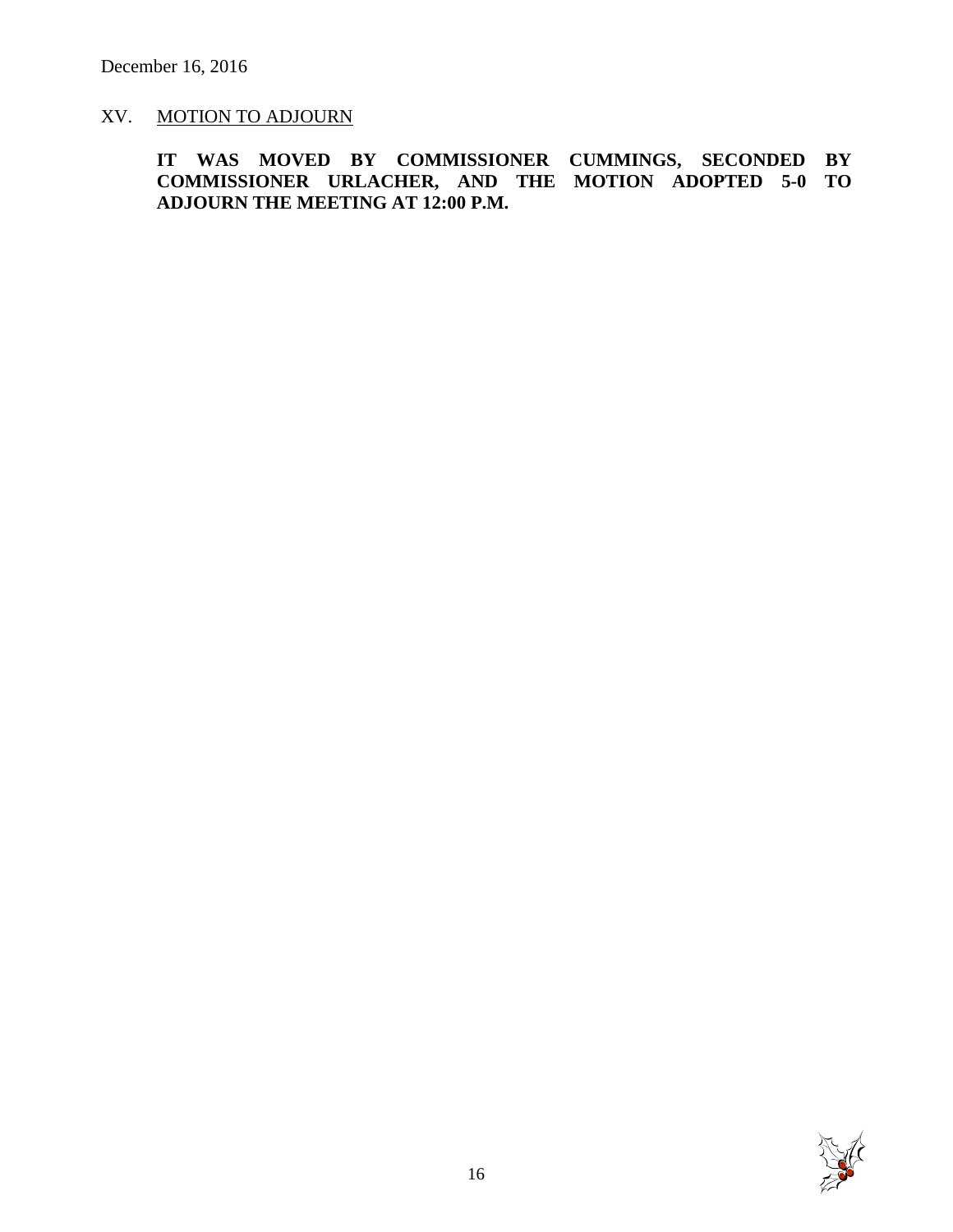December 16, 2016

## XV. MOTION TO ADJOURN

**IT WAS MOVED BY COMMISSIONER CUMMINGS, SECONDED BY COMMISSIONER URLACHER, AND THE MOTION ADOPTED 5-0 TO ADJOURN THE MEETING AT 12:00 P.M.**